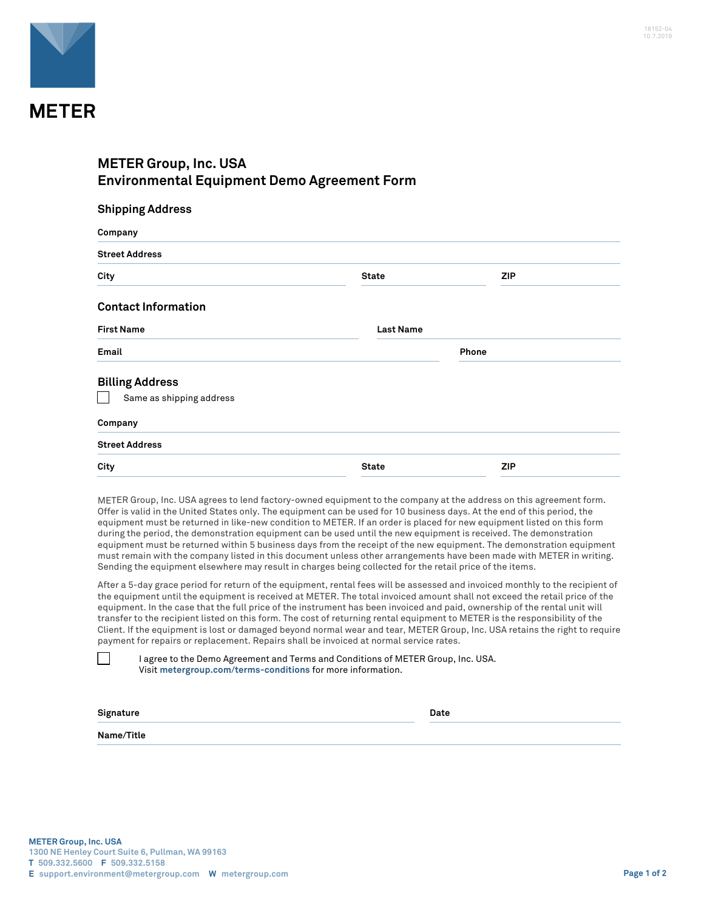METER

18152-04
10.7.2019

# METER Group, Inc. USA
# Environmental Equipment Demo Agreement Form

## Shipping Address

**Company**

**Street Address**

**City** **State** **ZIP**

## Contact Information

**First Name** **Last Name**

**Email** **Phone**

## Billing Address

☐ Same as shipping address

**Company**

**Street Address**

**City** **State** **ZIP**

METER Group, Inc. USA agrees to lend factory-owned equipment to the company at the address on this agreement form. Offer is valid in the United States only. The equipment can be used for 10 business days. At the end of this period, the equipment must be returned in like-new condition to METER. If an order is placed for new equipment listed on this form during the period, the demonstration equipment can be used until the new equipment is received. The demonstration equipment must be returned within 5 business days from the receipt of the new equipment. The demonstration equipment must remain with the company listed in this document unless other arrangements have been made with METER in writing. Sending the equipment elsewhere may result in charges being collected for the retail price of the items.

After a 5-day grace period for return of the equipment, rental fees will be assessed and invoiced monthly to the recipient of the equipment until the equipment is received at METER. The total invoiced amount shall not exceed the retail price of the equipment. In the case that the full price of the instrument has been invoiced and paid, ownership of the rental unit will transfer to the recipient listed on this form. The cost of returning rental equipment to METER is the responsibility of the Client. If the equipment is lost or damaged beyond normal wear and tear, METER Group, Inc. USA retains the right to require payment for repairs or replacement. Repairs shall be invoiced at normal service rates.

☐ I agree to the Demo Agreement and Terms and Conditions of METER Group, Inc. USA. Visit **metergroup.com/terms-conditions** for more information.

**Signature** **Date**

**Name/Title**

**METER Group, Inc. USA**
1300 NE Henley Court Suite 6, Pullman, WA 99163
**T** 509.332.5600 **F** 509.332.5158
**E** support.environment@metergroup.com **W** metergroup.com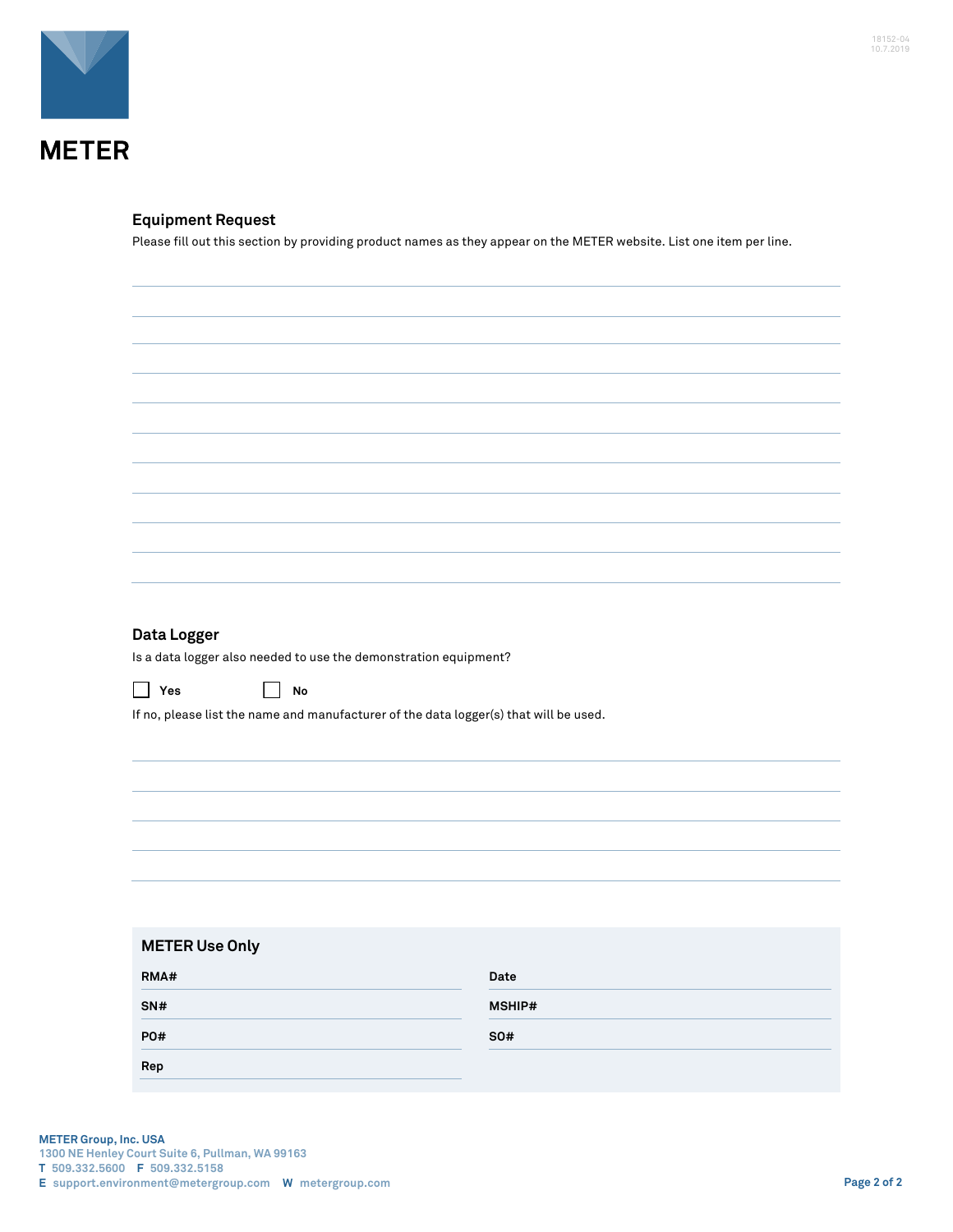METER

## Equipment Request

Please fill out this section by providing product names as they appear on the METER website. List one item per line.

## Data Logger

Is a data logger also needed to use the demonstration equipment?

☐ Yes ☐ No

If no, please list the name and manufacturer of the data logger(s) that will be used.

## METER Use Only

| | |
|---|---|
| RMA# | Date |
| SN# | MSHIP# |
| PO# | SO# |
| Rep | |

**METER Group, Inc. USA**
1300 NE Henley Court Suite 6, Pullman, WA 99163
**T** 509.332.5600 **F** 509.332.5158
**E** support.environment@metergroup.com **W** metergroup.com